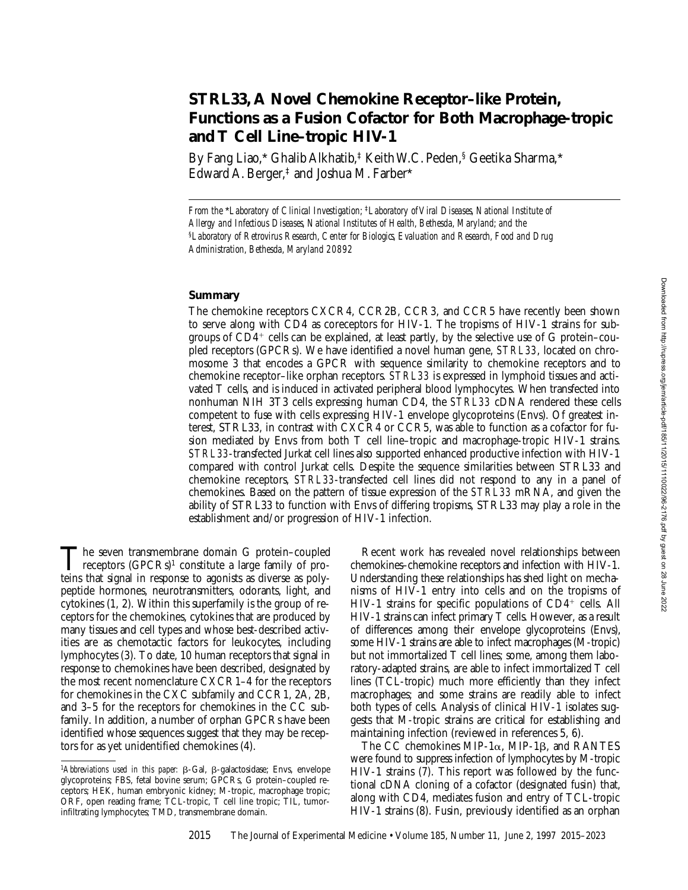# STRL33, A Novel Chemokine Receptor–like Protein, Functions as a Fusion Cofactor for Both Macrophage-tropic and T Cell Line–tropic HIV-1

By Fang Liao,* Ghalib Alkhatib,‡ Keith W.C. Peden,§ Geetika Sharma,* Edward A. Berger,‡ and Joshua M. Farber*

*From the \*Laboratory of Clinical Investigation; ‡Laboratory of Viral Diseases, National Institute of Allergy and Infectious Diseases, National Institutes of Health, Bethesda, Maryland; and the §Laboratory of Retrovirus Research, Center for Biologics, Evaluation and Research, Food and Drug Administration, Bethesda, Maryland 20892*

## Summary

The chemokine receptors CXCR4, CCR2B, CCR3, and CCR5 have recently been shown to serve along with CD4 as coreceptors for HIV-1. The tropisms of HIV-1 strains for subgroups of $CD4^+$ cells can be explained, at least partly, by the selective use of G protein–coupled receptors (GPCRs). We have identified a novel human gene, *STRL33*, located on chromosome 3 that encodes a GPCR with sequence similarity to chemokine receptors and to chemokine receptor–like orphan receptors. *STRL33* is expressed in lymphoid tissues and activated T cells, and is induced in activated peripheral blood lymphocytes. When transfected into nonhuman NIH 3T3 cells expressing human CD4, the *STRL33* cDNA rendered these cells competent to fuse with cells expressing HIV-1 envelope glycoproteins (Envs). Of greatest interest, STRL33, in contrast with CXCR4 or CCR5, was able to function as a cofactor for fusion mediated by Envs from both T cell line–tropic and macrophage-tropic HIV-1 strains. *STRL33*-transfected Jurkat cell lines also supported enhanced productive infection with HIV-1 compared with control Jurkat cells. Despite the sequence similarities between STRL33 and chemokine receptors, *STRL33*-transfected cell lines did not respond to any in a panel of chemokines. Based on the pattern of tissue expression of the *STRL33* mRNA, and given the ability of STRL33 to function with Envs of differing tropisms, STRL33 may play a role in the establishment and/or progression of HIV-1 infection.

The seven transmembrane domain G protein–coupled receptors (GPCRs)[1] constitute a large family of proteins that signal in response to agonists as diverse as polypeptide hormones, neurotransmitters, odorants, light, and cytokines (1, 2). Within this superfamily is the group of receptors for the chemokines, cytokines that are produced by many tissues and cell types and whose best-described activities are as chemotactic factors for leukocytes, including lymphocytes (3). To date, 10 human receptors that signal in response to chemokines have been described, designated by the most recent nomenclature CXCR1–4 for the receptors for chemokines in the CXC subfamily and CCR1, 2A, 2B, and 3–5 for the receptors for chemokines in the CC subfamily. In addition, a number of orphan GPCRs have been identified whose sequences suggest that they may be receptors for as yet unidentified chemokines (4).

Recent work has revealed novel relationships between chemokines–chemokine receptors and infection with HIV-1. Understanding these relationships has shed light on mechanisms of HIV-1 entry into cells and on the tropisms of HIV-1 strains for specific populations of $CD4^+$ cells. All HIV-1 strains can infect primary T cells. However, as a result of differences among their envelope glycoproteins (Envs), some HIV-1 strains are able to infect macrophages (M-tropic) but not immortalized T cell lines; some, among them laboratory-adapted strains, are able to infect immortalized T cell lines (TCL-tropic) much more efficiently than they infect macrophages; and some strains are readily able to infect both types of cells. Analysis of clinical HIV-1 isolates suggests that M-tropic strains are critical for establishing and maintaining infection (reviewed in references 5, 6).

The CC chemokines MIP-1α, MIP-1β, and RANTES were found to suppress infection of lymphocytes by M-tropic HIV-1 strains (7). This report was followed by the functional cDNA cloning of a cofactor (designated fusin) that, along with CD4, mediates fusion and entry of TCL-tropic HIV-1 strains (8). Fusin, previously identified as an orphan

[1] *Abbreviations used in this paper:* β-Gal, β-galactosidase; Envs, envelope glycoproteins; FBS, fetal bovine serum; GPCRs, G protein–coupled receptors; HEK, human embryonic kidney; M-tropic, macrophage tropic; ORF, open reading frame; TCL-tropic, T cell line tropic; TIL, tumor-infiltrating lymphocytes; TMD, transmembrane domain.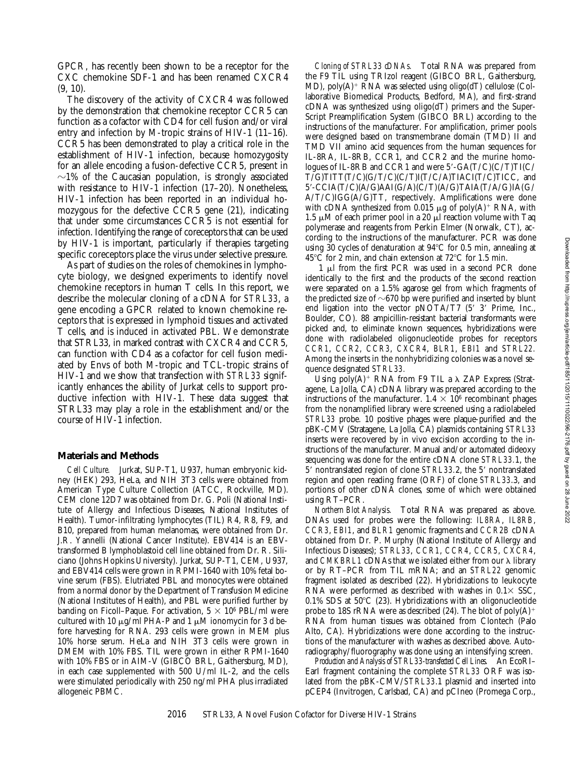GPCR, has recently been shown to be a receptor for the CXC chemokine SDF-1 and has been renamed CXCR4 (9, 10).

The discovery of the activity of CXCR4 was followed by the demonstration that chemokine receptor CCR5 can function as a cofactor with CD4 for cell fusion and/or viral entry and infection by M-tropic strains of HIV-1 (11–16). CCR5 has been demonstrated to play a critical role in the establishment of HIV-1 infection, because homozygosity for an allele encoding a fusion-defective CCR5, present in ~1% of the Caucasian population, is strongly associated with resistance to HIV-1 infection (17–20). Nonetheless, HIV-1 infection has been reported in an individual homozygous for the defective CCR5 gene (21), indicating that under some circumstances CCR5 is not essential for infection. Identifying the range of coreceptors that can be used by HIV-1 is important, particularly if therapies targeting specific coreceptors place the virus under selective pressure.

As part of studies on the roles of chemokines in lymphocyte biology, we designed experiments to identify novel chemokine receptors in human T cells. In this report, we describe the molecular cloning of a cDNA for *STRL33*, a gene encoding a GPCR related to known chemokine receptors that is expressed in lymphoid tissues and activated T cells, and is induced in activated PBL. We demonstrate that STRL33, in marked contrast with CXCR4 and CCR5, can function with CD4 as a cofactor for cell fusion mediated by Envs of both M-tropic and TCL-tropic strains of HIV-1 and we show that transfection with *STRL33* significantly enhances the ability of Jurkat cells to support productive infection with HIV-1. These data suggest that STRL33 may play a role in the establishment and/or the course of HIV-1 infection.

## Materials and Methods

*Cell Culture.* Jurkat, SUP-T1, U937, human embryonic kidney (HEK) 293, HeLa, and NIH 3T3 cells were obtained from American Type Culture Collection (ATCC, Rockville, MD). CEM clone 12D7 was obtained from Dr. G. Poli (National Institute of Allergy and Infectious Diseases, National Institutes of Health). Tumor-infiltrating lymphocytes (TIL) R4, R8, F9, and B10, prepared from human melanomas, were obtained from Dr. J.R. Yannelli (National Cancer Institute). EBV414 is an EBV-transformed B lymphoblastoid cell line obtained from Dr. R. Siliciano (Johns Hopkins University). Jurkat, SUP-T1, CEM, U937, and EBV414 cells were grown in RPMI-1640 with 10% fetal bovine serum (FBS). Elutriated PBL and monocytes were obtained from a normal donor by the Department of Transfusion Medicine (National Institutes of Health), and PBL were purified further by banding on Ficoll–Paque. For activation, $5 \times 10^6$ PBL/ml were cultured with 10 μg/ml PHA-P and 1 μM ionomycin for 3 d before harvesting for RNA. 293 cells were grown in MEM plus 10% horse serum. HeLa and NIH 3T3 cells were grown in DMEM with 10% FBS. TIL were grown in either RPMI-1640 with 10% FBS or in AIM-V (GIBCO BRL, Gaithersburg, MD), in each case supplemented with 500 U/ml IL-2, and the cells were stimulated periodically with 250 ng/ml PHA plus irradiated allogeneic PBMC.

*Cloning of STRL33 cDNAs.* Total RNA was prepared from the F9 TIL using TRIzol reagent (GIBCO BRL, Gaithersburg, MD), poly(A)+ RNA was selected using oligo(dT) cellulose (Collaborative Biomedical Products, Bedford, MA), and first-strand cDNA was synthesized using oligo(dT) primers and the SuperScript Preamplification System (GIBCO BRL) according to the instructions of the manufacturer. For amplification, primer pools were designed based on transmembrane domain (TMD) II and TMD VII amino acid sequences from the human sequences for IL-8RA, IL-8RB, CCR1, and CCR2 and the murine homologues of IL-8RB and CCR1 and were 5′-GA(T/C)(C/T)TI(C/T/G)TITT(T/C)(G/T/C)(C/T)I(T/C/A)TIACI(T/C)TICC, and 5′-CCIA(T/C)(A/G)AI(G/A)(C/T)(A/G)TAIA(T/A/G)IA(G/A/T/C)IGG(A/G)TT, respectively. Amplifications were done with cDNA synthesized from 0.015 μg of poly(A)+ RNA, with 1.5 μM of each primer pool in a 20 μl reaction volume with Taq polymerase and reagents from Perkin Elmer (Norwalk, CT), according to the instructions of the manufacturer. PCR was done using 30 cycles of denaturation at 94°C for 0.5 min, annealing at 45°C for 2 min, and chain extension at 72°C for 1.5 min.

1 μl from the first PCR was used in a second PCR done identically to the first and the products of the second reaction were separated on a 1.5% agarose gel from which fragments of the predicted size of ~670 bp were purified and inserted by blunt end ligation into the vector pNOTA/T7 (5′ 3′ Prime, Inc., Boulder, CO). 88 ampicillin-resistant bacterial transformants were picked and, to eliminate known sequences, hybridizations were done with radiolabeled oligonucleotide probes for receptors *CCR1*, *CCR2*, *CCR3*, *CXCR4*, *BLR1*, *EBI1* and *STRL22*. Among the inserts in the nonhybridizing colonies was a novel sequence designated *STRL33*.

Using poly(A)+ RNA from F9 TIL a λ ZAP Express (Stratagene, La Jolla, CA) cDNA library was prepared according to the instructions of the manufacturer. $1.4 \times 10^6$ recombinant phages from the nonamplified library were screened using a radiolabeled *STRL33* probe. 10 positive phages were plaque-purified and the pBK-CMV (Stratagene, La Jolla, CA) plasmids containing *STRL33* inserts were recovered by in vivo excision according to the instructions of the manufacturer. Manual and/or automated dideoxy sequencing was done for the entire cDNA clone *STRL33.1*, the 5′ nontranslated region of clone *STRL33.2*, the 5′ nontranslated region and open reading frame (ORF) of clone *STRL33.3*, and portions of other cDNA clones, some of which were obtained using RT–PCR.

*Northern Blot Analysis.* Total RNA was prepared as above. DNAs used for probes were the following: *IL8RA*, *IL8RB*, *CCR3*, *EBI1*, and *BLR1* genomic fragments and *CCR2B* cDNA obtained from Dr. P. Murphy (National Institute of Allergy and Infectious Diseases); *STRL33*, *CCR1*, *CCR4*, *CCR5*, *CXCR4*, and *CMKBRL1* cDNAs that we isolated either from our λ library or by RT–PCR from TIL mRNA; and an *STRL22* genomic fragment isolated as described (22). Hybridizations to leukocyte RNA were performed as described with washes in 0.1× SSC, 0.1% SDS at 50°C (23). Hybridizations with an oligonucleotide probe to 18S rRNA were as described (24). The blot of poly(A)+ RNA from human tissues was obtained from Clontech (Palo Alto, CA). Hybridizations were done according to the instructions of the manufacturer with washes as described above. Autoradiography/fluorography was done using an intensifying screen.

*Production and Analysis of STRL33-transfected Cell Lines.* An EcoRI–EarI fragment containing the complete *STRL33* ORF was isolated from the pBK-CMV/*STRL33.1* plasmid and inserted into pCEP4 (Invitrogen, Carlsbad, CA) and pCIneo (Promega Corp.,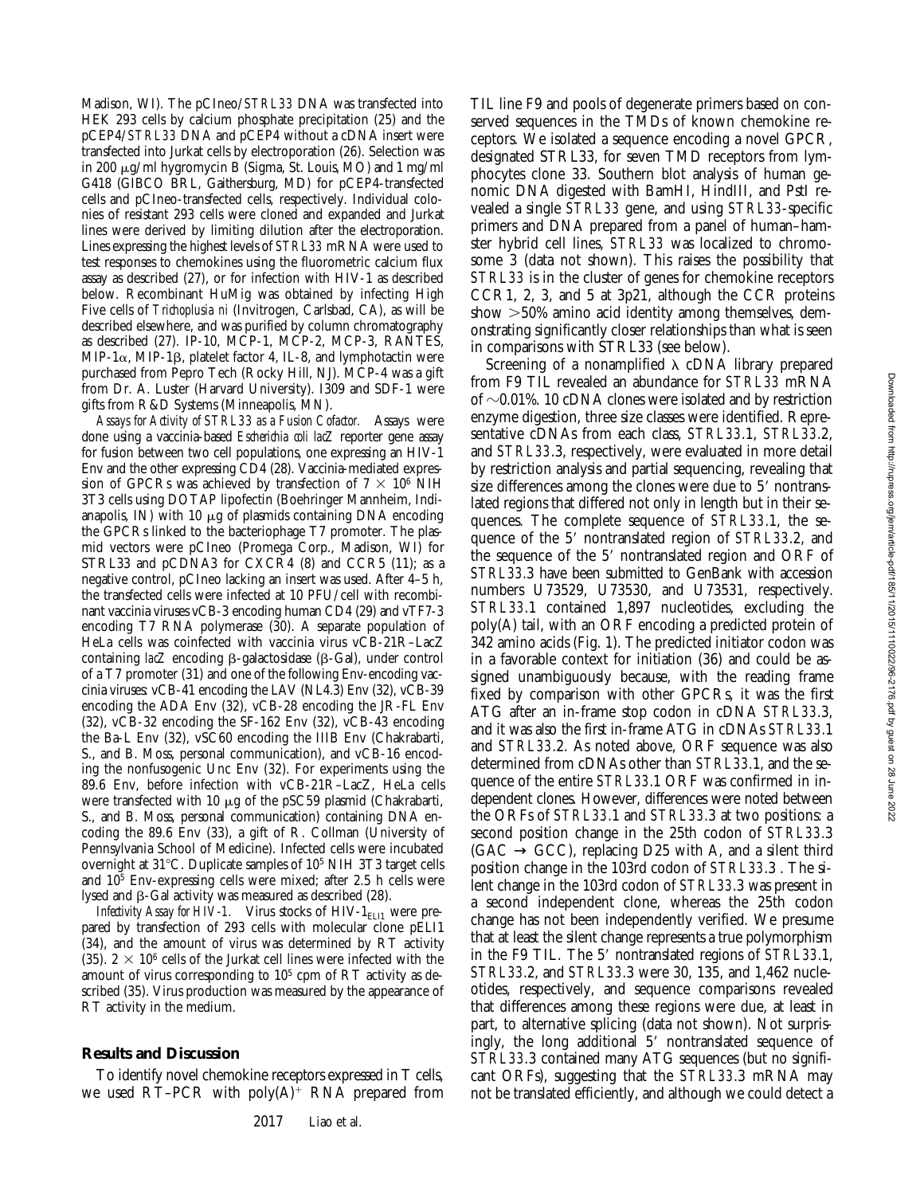Madison, WI). The pCIneo/*STRL33* DNA was transfected into HEK 293 cells by calcium phosphate precipitation (25) and the pCEP4/*STRL33* DNA and pCEP4 without a cDNA insert were transfected into Jurkat cells by electroporation (26). Selection was in 200 μg/ml hygromycin B (Sigma, St. Louis, MO) and 1 mg/ml G418 (GIBCO BRL, Gaithersburg, MD) for pCEP4-transfected cells and pCIneo-transfected cells, respectively. Individual colonies of resistant 293 cells were cloned and expanded and Jurkat lines were derived by limiting dilution after the electroporation. Lines expressing the highest levels of *STRL33* mRNA were used to test responses to chemokines using the fluorometric calcium flux assay as described (27), or for infection with HIV-1 as described below. Recombinant HuMig was obtained by infecting High Five cells of *Trichoplusia ni* (Invitrogen, Carlsbad, CA), as will be described elsewhere, and was purified by column chromatography as described (27). IP-10, MCP-1, MCP-2, MCP-3, RANTES, MIP-1α, MIP-1β, platelet factor 4, IL-8, and lymphotactin were purchased from Pepro Tech (Rocky Hill, NJ). MCP-4 was a gift from Dr. A. Luster (Harvard University). I309 and SDF-1 were gifts from R&D Systems (Minneapolis, MN).

*Assays for Activity of STRL33 as a Fusion Cofactor.* Assays were done using a vaccinia-based *Escherichia coli lacZ* reporter gene assay for fusion between two cell populations, one expressing an HIV-1 Env and the other expressing CD4 (28). Vaccinia-mediated expression of GPCRs was achieved by transfection of $7 \times 10^6$ NIH 3T3 cells using DOTAP lipofectin (Boehringer Mannheim, Indianapolis, IN) with 10 μg of plasmids containing DNA encoding the GPCRs linked to the bacteriophage T7 promoter. The plasmid vectors were pCIneo (Promega Corp., Madison, WI) for STRL33 and pCDNA3 for CXCR4 (8) and CCR5 (11); as a negative control, pCIneo lacking an insert was used. After 4–5 h, the transfected cells were infected at 10 PFU/cell with recombinant vaccinia viruses vCB-3 encoding human CD4 (29) and vTF7-3 encoding T7 RNA polymerase (30). A separate population of HeLa cells was coinfected with vaccinia virus vCB-21R–LacZ containing *lacZ* encoding β-galactosidase (β-Gal), under control of a T7 promoter (31) and one of the following Env-encoding vaccinia viruses: vCB-41 encoding the LAV (NL4.3) Env (32), vCB-39 encoding the ADA Env (32), vCB-28 encoding the JR-FL Env (32), vCB-32 encoding the SF-162 Env (32), vCB-43 encoding the Ba-L Env (32), vSC60 encoding the IIIB Env (Chakrabarti, S., and B. Moss, personal communication), and vCB-16 encoding the nonfusogenic Unc Env (32). For experiments using the 89.6 Env, before infection with vCB-21R–LacZ, HeLa cells were transfected with 10 μg of the pSC59 plasmid (Chakrabarti, S., and B. Moss, personal communication) containing DNA encoding the 89.6 Env (33), a gift of R. Collman (University of Pennsylvania School of Medicine). Infected cells were incubated overnight at 31°C. Duplicate samples of $10^5$ NIH 3T3 target cells and $10^5$ Env-expressing cells were mixed; after 2.5 h cells were lysed and β-Gal activity was measured as described (28).

*Infectivity Assay for HIV-1.* Virus stocks of HIV-$1_{ELI1}$ were prepared by transfection of 293 cells with molecular clone pELI1 (34), and the amount of virus was determined by RT activity (35). $2 \times 10^6$ cells of the Jurkat cell lines were infected with the amount of virus corresponding to $10^5$ cpm of RT activity as described (35). Virus production was measured by the appearance of RT activity in the medium.

## Results and Discussion

To identify novel chemokine receptors expressed in T cells, we used RT–PCR with poly(A)$^+$ RNA prepared from TIL line F9 and pools of degenerate primers based on conserved sequences in the TMDs of known chemokine receptors. We isolated a sequence encoding a novel GPCR, designated STRL33, for seven TMD receptors from lymphocytes clone 33. Southern blot analysis of human genomic DNA digested with BamHI, HindIII, and PstI revealed a single *STRL33* gene, and using *STRL33*-specific primers and DNA prepared from a panel of human–hamster hybrid cell lines, *STRL33* was localized to chromosome 3 (data not shown). This raises the possibility that *STRL33* is in the cluster of genes for chemokine receptors CCR1, 2, 3, and 5 at 3p21, although the CCR proteins show >50% amino acid identity among themselves, demonstrating significantly closer relationships than what is seen in comparisons with STRL33 (see below).

Screening of a nonamplified λ cDNA library prepared from F9 TIL revealed an abundance for *STRL33* mRNA of ~0.01%. 10 cDNA clones were isolated and by restriction enzyme digestion, three size classes were identified. Representative cDNAs from each class, *STRL33.1*, *STRL33.2*, and *STRL33.3*, respectively, were evaluated in more detail by restriction analysis and partial sequencing, revealing that size differences among the clones were due to 5′ nontranslated regions that differed not only in length but in their sequences. The complete sequence of *STRL33.1*, the sequence of the 5′ nontranslated region of *STRL33.2*, and the sequence of the 5′ nontranslated region and ORF of *STRL33.3* have been submitted to GenBank with accession numbers U73529, U73530, and U73531, respectively. *STRL33.1* contained 1,897 nucleotides, excluding the poly(A) tail, with an ORF encoding a predicted protein of 342 amino acids (Fig. 1). The predicted initiator codon was in a favorable context for initiation (36) and could be assigned unambiguously because, with the reading frame fixed by comparison with other GPCRs, it was the first ATG after an in-frame stop codon in cDNA *STRL33.3*, and it was also the first in-frame ATG in cDNAs *STRL33.1* and *STRL33.2*. As noted above, ORF sequence was also determined from cDNAs other than *STRL33.1*, and the sequence of the entire *STRL33.1* ORF was confirmed in independent clones. However, differences were noted between the ORFs of *STRL33.1* and *STRL33.3* at two positions: a second position change in the 25th codon of *STRL33.3* (GAC → GCC), replacing D25 with A, and a silent third position change in the 103rd codon of *STRL33.3*. The silent change in the 103rd codon of *STRL33.3* was present in a second independent clone, whereas the 25th codon change has not been independently verified. We presume that at least the silent change represents a true polymorphism in the F9 TIL. The 5′ nontranslated regions of *STRL33.1*, *STRL33.2*, and *STRL33.3* were 30, 135, and 1,462 nucleotides, respectively, and sequence comparisons revealed that differences among these regions were due, at least in part, to alternative splicing (data not shown). Not surprisingly, the long additional 5′ nontranslated sequence of *STRL33.3* contained many ATG sequences (but no significant ORFs), suggesting that the *STRL33.3* mRNA may not be translated efficiently, and although we could detect a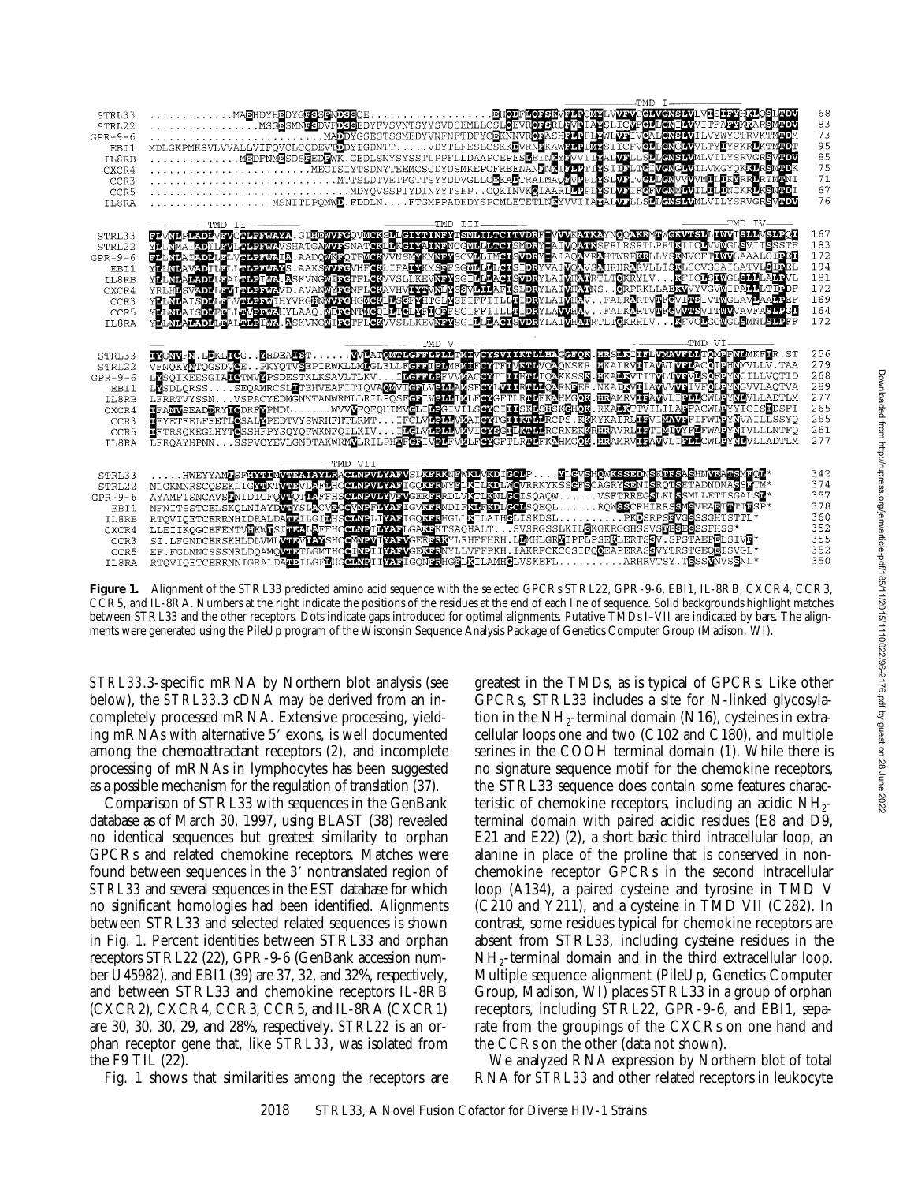**Figure 1.** Alignment of the STRL33 predicted amino acid sequence with the selected GPCRs STRL22, GPR-9-6, EBI1, IL-8RB, CXCR4, CCR3, CCR5, and IL-8RA. Numbers at the right indicate the positions of the residues at the end of each line of sequence. Solid backgrounds highlight matches between STRL33 and the other receptors. Dots indicate gaps introduced for optimal alignments. Putative TMDs I–VII are indicated by bars. The alignments were generated using the PileUp program of the Wisconsin Sequence Analysis Package of Genetics Computer Group (Madison, WI).

*STRL33*.3-specific mRNA by Northern blot analysis (see below), the *STRL33*.3 cDNA may be derived from an incompletely processed mRNA. Extensive processing, yielding mRNAs with alternative 5′ exons, is well documented among the chemoattractant receptors (2), and incomplete processing of mRNAs in lymphocytes has been suggested as a possible mechanism for the regulation of translation (37).

Comparison of STRL33 with sequences in the GenBank database as of March 30, 1997, using BLAST (38) revealed no identical sequences but greatest similarity to orphan GPCRs and related chemokine receptors. Matches were found between sequences in the 3′ nontranslated region of *STRL33* and several sequences in the EST database for which no significant homologies had been identified. Alignments between STRL33 and selected related sequences is shown in Fig. 1. Percent identities between STRL33 and orphan receptors STRL22 (22), GPR-9-6 (GenBank accession number U45982), and EBI1 (39) are 37, 32, and 32%, respectively, and between STRL33 and chemokine receptors IL-8RB (CXCR2), CXCR4, CCR3, CCR5, and IL-8RA (CXCR1) are 30, 30, 30, 29, and 28%, respectively. *STRL22* is an orphan receptor gene that, like *STRL33*, was isolated from the F9 TIL (22).

Fig. 1 shows that similarities among the receptors are greatest in the TMDs, as is typical of GPCRs. Like other GPCRs, STRL33 includes a site for N-linked glycosylation in the $NH_2$-terminal domain (N16), cysteines in extracellular loops one and two (C102 and C180), and multiple serines in the COOH terminal domain (1). While there is no signature sequence motif for the chemokine receptors, the STRL33 sequence does contain some features characteristic of chemokine receptors, including an acidic $NH_2$-terminal domain with paired acidic residues (E8 and D9, E21 and E22) (2), a short basic third intracellular loop, an alanine in place of the proline that is conserved in nonchemokine receptor GPCRs in the second intracellular loop (A134), a paired cysteine and tyrosine in TMD V (C210 and Y211), and a cysteine in TMD VII (C282). In contrast, some residues typical for chemokine receptors are absent from STRL33, including cysteine residues in the $NH_2$-terminal domain and in the third extracellular loop. Multiple sequence alignment (PileUp, Genetics Computer Group, Madison, WI) places STRL33 in a group of orphan receptors, including STRL22, GPR-9-6, and EBI1, separate from the groupings of the CXCRs on one hand and the CCRs on the other (data not shown).

We analyzed RNA expression by Northern blot of total RNA for *STRL33* and other related receptors in leukocyte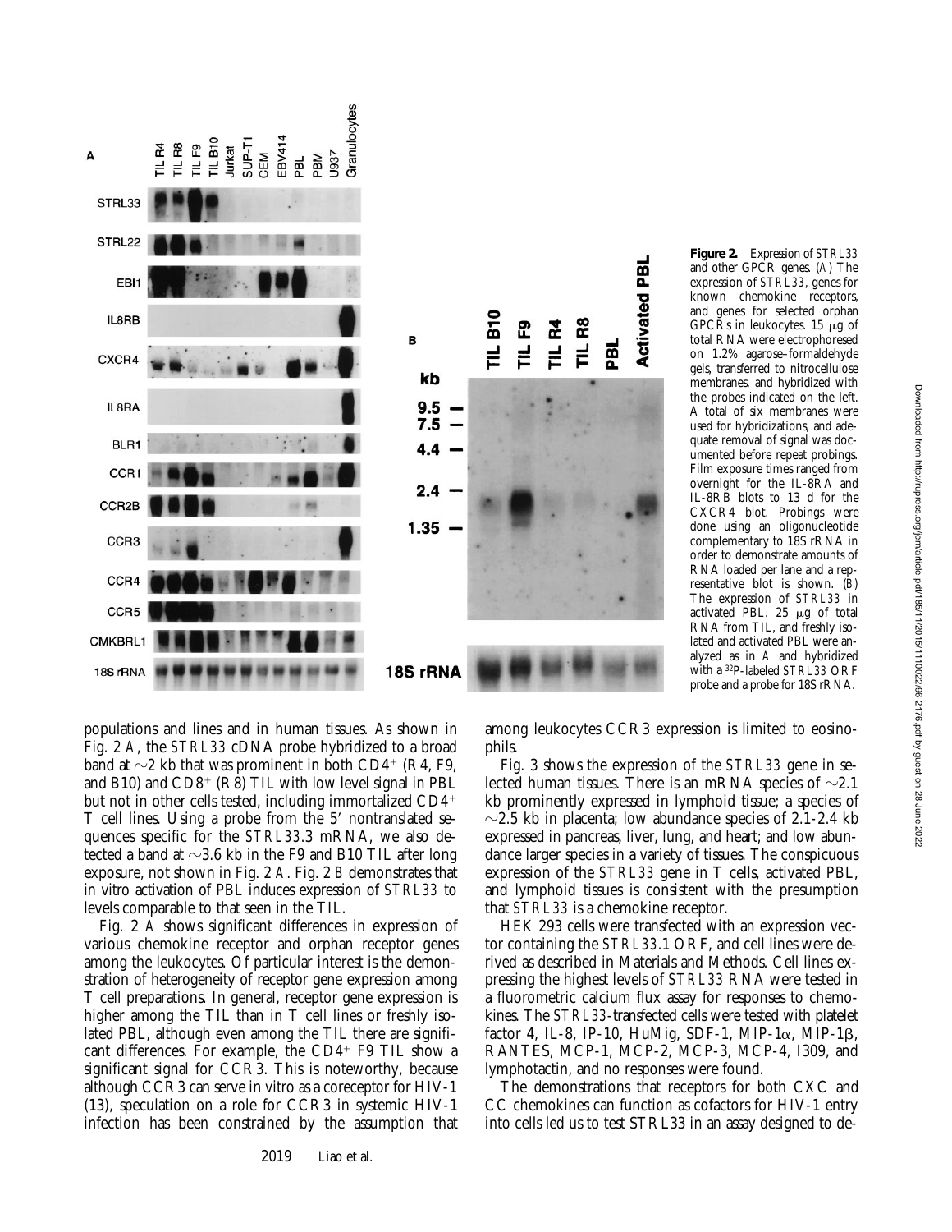**Figure 2.** Expression of *STRL33* and other GPCR genes. (*A*) The expression of *STRL33*, genes for known chemokine receptors, and genes for selected orphan GPCRs in leukocytes. 15 μg of total RNA were electrophoresed on 1.2% agarose–formaldehyde gels, transferred to nitrocellulose membranes, and hybridized with the probes indicated on the left. A total of six membranes were used for hybridizations, and adequate removal of signal was documented before repeat probings. Film exposure times ranged from overnight for the IL-8RA and IL-8RB blots to 13 d for the CXCR4 blot. Probings were done using an oligonucleotide complementary to 18S rRNA in order to demonstrate amounts of RNA loaded per lane and a representative blot is shown. (*B*) The expression of *STRL33* in activated PBL. 25 μg of total RNA from TIL, and freshly isolated and activated PBL were analyzed as in *A* and hybridized with a $^{32}P$-labeled *STRL33* ORF probe and a probe for 18S rRNA.

populations and lines and in human tissues. As shown in Fig. 2 *A*, the *STRL33* cDNA probe hybridized to a broad band at ~2 kb that was prominent in both $CD4^+$ (R4, F9, and B10) and $CD8^+$ (R8) TIL with low level signal in PBL but not in other cells tested, including immortalized $CD4^+$ T cell lines. Using a probe from the 5′ nontranslated sequences specific for the *STRL33*.3 mRNA, we also detected a band at ~3.6 kb in the F9 and B10 TIL after long exposure, not shown in Fig. 2 *A*. Fig. 2 *B* demonstrates that in vitro activation of PBL induces expression of *STRL33* to levels comparable to that seen in the TIL.

Fig. 2 *A* shows significant differences in expression of various chemokine receptor and orphan receptor genes among the leukocytes. Of particular interest is the demonstration of heterogeneity of receptor gene expression among T cell preparations. In general, receptor gene expression is higher among the TIL than in T cell lines or freshly isolated PBL, although even among the TIL there are significant differences. For example, the $CD4^+$ F9 TIL show a significant signal for CCR3. This is noteworthy, because although CCR3 can serve in vitro as a coreceptor for HIV-1 (13), speculation on a role for CCR3 in systemic HIV-1 infection has been constrained by the assumption that among leukocytes CCR3 expression is limited to eosinophils.

Fig. 3 shows the expression of the *STRL33* gene in selected human tissues. There is an mRNA species of ~2.1 kb prominently expressed in lymphoid tissue; a species of ~2.5 kb in placenta; low abundance species of 2.1-2.4 kb expressed in pancreas, liver, lung, and heart; and low abundance larger species in a variety of tissues. The conspicuous expression of the *STRL33* gene in T cells, activated PBL, and lymphoid tissues is consistent with the presumption that *STRL33* is a chemokine receptor.

HEK 293 cells were transfected with an expression vector containing the *STRL33*.1 ORF, and cell lines were derived as described in Materials and Methods. Cell lines expressing the highest levels of *STRL33* RNA were tested in a fluorometric calcium flux assay for responses to chemokines. The *STRL33*-transfected cells were tested with platelet factor 4, IL-8, IP-10, HuMig, SDF-1, MIP-1α, MIP-1β, RANTES, MCP-1, MCP-2, MCP-3, MCP-4, I309, and lymphotactin, and no responses were found.

The demonstrations that receptors for both CXC and CC chemokines can function as cofactors for HIV-1 entry into cells led us to test STRL33 in an assay designed to de-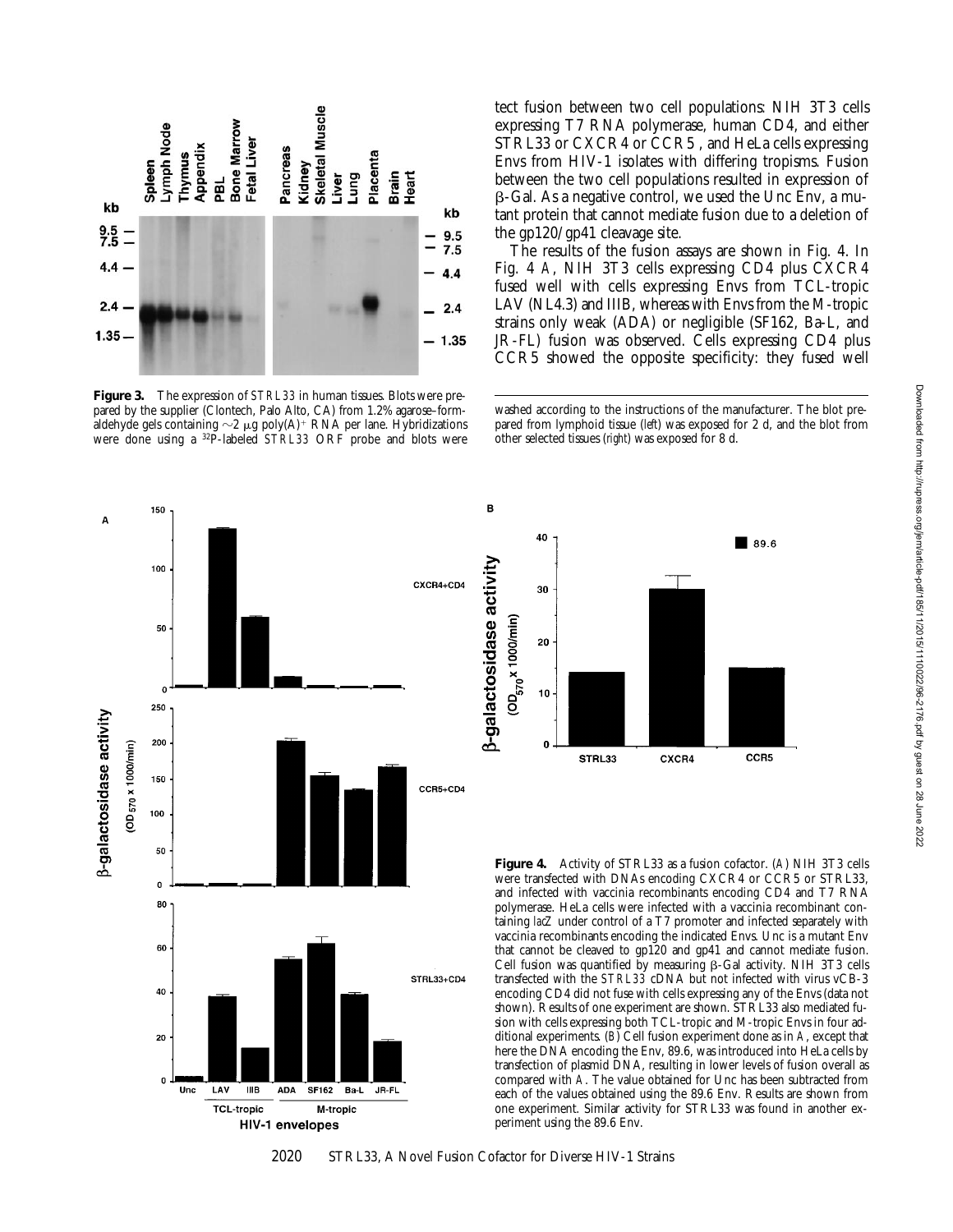tect fusion between two cell populations: NIH 3T3 cells expressing T7 RNA polymerase, human CD4, and either STRL33 or CXCR4 or CCR5, and HeLa cells expressing Envs from HIV-1 isolates with differing tropisms. Fusion between the two cell populations resulted in expression of β-Gal. As a negative control, we used the Unc Env, a mutant protein that cannot mediate fusion due to a deletion of the gp120/gp41 cleavage site.

The results of the fusion assays are shown in Fig. 4. In Fig. 4 *A*, NIH 3T3 cells expressing CD4 plus CXCR4 fused well with cells expressing Envs from TCL-tropic LAV (NL4.3) and IIIB, whereas with Envs from the M-tropic strains only weak (ADA) or negligible (SF162, Ba-L, and JR-FL) fusion was observed. Cells expressing CD4 plus CCR5 showed the opposite specificity: they fused well

**Figure 3.** The expression of *STRL33* in human tissues. Blots were prepared by the supplier (Clontech, Palo Alto, CA) from 1.2% agarose–formaldehyde gels containing ~2 μg poly(A)[+] RNA per lane. Hybridizations were done using a [32]P-labeled *STRL33* ORF probe and blots were washed according to the instructions of the manufacturer. The blot prepared from lymphoid tissue (*left*) was exposed for 2 d, and the blot from other selected tissues (*right*) was exposed for 8 d.

**Figure 4.** Activity of STRL33 as a fusion cofactor. (*A*) NIH 3T3 cells were transfected with DNAs encoding CXCR4 or CCR5 or STRL33, and infected with vaccinia recombinants encoding CD4 and T7 RNA polymerase. HeLa cells were infected with a vaccinia recombinant containing *lacZ* under control of a T7 promoter and infected separately with vaccinia recombinants encoding the indicated Envs. Unc is a mutant Env that cannot be cleaved to gp120 and gp41 and cannot mediate fusion. Cell fusion was quantified by measuring β-Gal activity. NIH 3T3 cells transfected with the *STRL33* cDNA but not infected with virus vCB-3 encoding CD4 did not fuse with cells expressing any of the Envs (data not shown). Results of one experiment are shown. STRL33 also mediated fusion with cells expressing both TCL-tropic and M-tropic Envs in four additional experiments. (*B*) Cell fusion experiment done as in *A*, except that here the DNA encoding the Env, 89.6, was introduced into HeLa cells by transfection of plasmid DNA, resulting in lower levels of fusion overall as compared with *A*. The value obtained for Unc has been subtracted from each of the values obtained using the 89.6 Env. Results are shown from one experiment. Similar activity for STRL33 was found in another experiment using the 89.6 Env.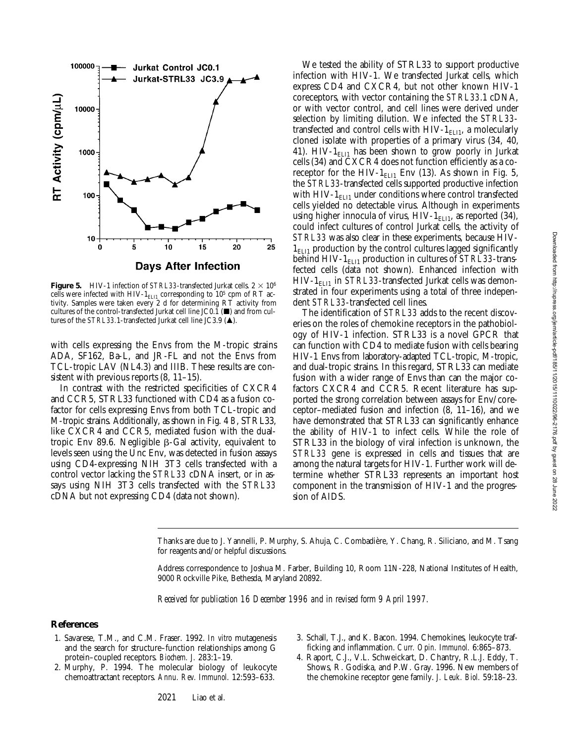**Figure 5.** HIV-1 infection of *STRL33*-transfected Jurkat cells. $2 \times 10^6$ cells were infected with HIV-$1_{ELI1}$ corresponding to $10^5$ cpm of RT activity. Samples were taken every 2 d for determining RT activity from cultures of the control-transfected Jurkat cell line JC0.1 (■) and from cultures of the *STRL33*.1-transfected Jurkat cell line JC3.9 (▲).

with cells expressing the Envs from the M-tropic strains ADA, SF162, Ba-L, and JR-FL and not the Envs from TCL-tropic LAV (NL4.3) and IIIB. These results are consistent with previous reports (8, 11–15).

In contrast with the restricted specificities of CXCR4 and CCR5, STRL33 functioned with CD4 as a fusion cofactor for cells expressing Envs from both TCL-tropic and M-tropic strains. Additionally, as shown in Fig. 4 *B*, STRL33, like CXCR4 and CCR5, mediated fusion with the dual-tropic Env 89.6. Negligible β-Gal activity, equivalent to levels seen using the Unc Env, was detected in fusion assays using CD4-expressing NIH 3T3 cells transfected with a control vector lacking the *STRL33* cDNA insert, or in assays using NIH 3T3 cells transfected with the *STRL33* cDNA but not expressing CD4 (data not shown).

We tested the ability of STRL33 to support productive infection with HIV-1. We transfected Jurkat cells, which express CD4 and CXCR4, but not other known HIV-1 coreceptors, with vector containing the *STRL33*.1 cDNA, or with vector control, and cell lines were derived under selection by limiting dilution. We infected the *STRL33*-transfected and control cells with HIV-$1_{ELI1}$, a molecularly cloned isolate with properties of a primary virus (34, 40, 41). HIV-$1_{ELI1}$ has been shown to grow poorly in Jurkat cells (34) and CXCR4 does not function efficiently as a coreceptor for the HIV-$1_{ELI1}$ Env (13). As shown in Fig. 5, the *STRL33*-transfected cells supported productive infection with HIV-$1_{ELI1}$ under conditions where control transfected cells yielded no detectable virus. Although in experiments using higher innocula of virus, HIV-$1_{ELI1}$, as reported (34), could infect cultures of control Jurkat cells, the activity of *STRL33* was also clear in these experiments, because HIV-$1_{ELI1}$ production by the control cultures lagged significantly behind HIV-$1_{ELI1}$ production in cultures of *STRL33*-transfected cells (data not shown). Enhanced infection with HIV-$1_{ELI1}$ in *STRL33*-transfected Jurkat cells was demonstrated in four experiments using a total of three independent *STRL33*-transfected cell lines.

The identification of *STRL33* adds to the recent discoveries on the roles of chemokine receptors in the pathobiology of HIV-1 infection. STRL33 is a novel GPCR that can function with CD4 to mediate fusion with cells bearing HIV-1 Envs from laboratory-adapted TCL-tropic, M-tropic, and dual-tropic strains. In this regard, STRL33 can mediate fusion with a wider range of Envs than can the major cofactors CXCR4 and CCR5. Recent literature has supported the strong correlation between assays for Env/coreceptor–mediated fusion and infection (8, 11–16), and we have demonstrated that STRL33 can significantly enhance the ability of HIV-1 to infect cells. While the role of STRL33 in the biology of viral infection is unknown, the *STRL33* gene is expressed in cells and tissues that are among the natural targets for HIV-1. Further work will determine whether STRL33 represents an important host component in the transmission of HIV-1 and the progression of AIDS.

Thanks are due to J. Yannelli, P. Murphy, S. Ahuja, C. Combadière, Y. Chang, R. Siliciano, and M. Tsang for reagents and/or helpful discussions.

Address correspondence to Joshua M. Farber, Building 10, Room 11N-228, National Institutes of Health, 9000 Rockville Pike, Bethesda, Maryland 20892.

*Received for publication 16 December 1996 and in revised form 9 April 1997.*

## References

1. Savarese, T.M., and C.M. Fraser. 1992. *In vitro* mutagenesis and the search for structure–function relationships among G protein–coupled receptors. *Biochem. J.* 283:1–19.
2. Murphy, P. 1994. The molecular biology of leukocyte chemoattractant receptors. *Annu. Rev. Immunol.* 12:593–633.
3. Schall, T.J., and K. Bacon. 1994. Chemokines, leukocyte trafficking and inflammation. *Curr. Opin. Immunol.* 6:865–873.
4. Raport, C.J., V.L. Schweickart, D. Chantry, R.L.J. Eddy, T. Shows, R. Godiska, and P.W. Gray. 1996. New members of the chemokine receptor gene family. *J. Leuk. Biol.* 59:18–23.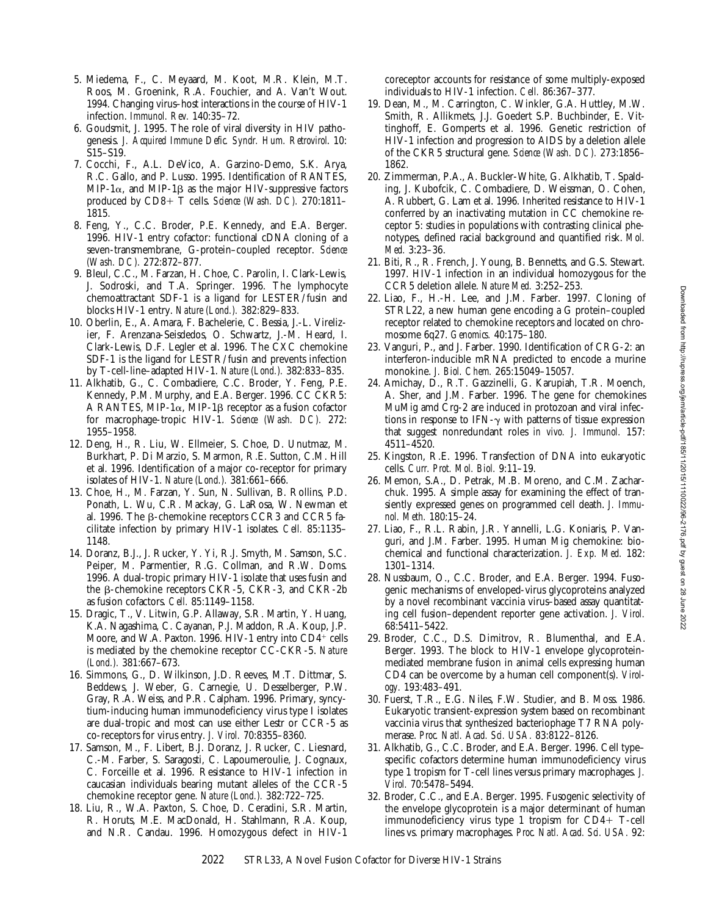5. Miedema, F., C. Meyaard, M. Koot, M.R. Klein, M.T. Roos, M. Groenink, R.A. Fouchier, and A. Van't Wout. 1994. Changing virus–host interactions in the course of HIV-1 infection. *Immunol. Rev.* 140:35–72.
6. Goudsmit, J. 1995. The role of viral diversity in HIV pathogenesis. *J. Acquired Immune Defic. Syndr. Hum. Retrovirol.* 10: S15–S19.
7. Cocchi, F., A.L. DeVico, A. Garzino-Demo, S.K. Arya, R.C. Gallo, and P. Lusso. 1995. Identification of RANTES, MIP-1α, and MIP-1β as the major HIV-suppressive factors produced by CD8+ T cells. *Science (Wash. DC).* 270:1811–1815.
8. Feng, Y., C.C. Broder, P.E. Kennedy, and E.A. Berger. 1996. HIV-1 entry cofactor: functional cDNA cloning of a seven-transmembrane, G-protein–coupled receptor. *Science (Wash. DC).* 272:872–877.
9. Bleul, C.C., M. Farzan, H. Choe, C. Parolin, I. Clark-Lewis, J. Sodroski, and T.A. Springer. 1996. The lymphocyte chemoattractant SDF-1 is a ligand for LESTER/fusin and blocks HIV-1 entry. *Nature (Lond.).* 382:829–833.
10. Oberlin, E., A. Amara, F. Bachelerie, C. Bessia, J.-L. Virelizier, F. Arenzana-Seisdedos, O. Schwartz, J.-M. Heard, I. Clark-Lewis, D.F. Legler et al. 1996. The CXC chemokine SDF-1 is the ligand for LESTR/fusin and prevents infection by T-cell-line–adapted HIV-1. *Nature (Lond.).* 382:833–835.
11. Alkhatib, G., C. Combadiere, C.C. Broder, Y. Feng, P.E. Kennedy, P.M. Murphy, and E.A. Berger. 1996. CC CKR5: A RANTES, MIP-1α, MIP-1β receptor as a fusion cofactor for macrophage-tropic HIV-1. *Science (Wash. DC).* 272: 1955–1958.
12. Deng, H., R. Liu, W. Ellmeier, S. Choe, D. Unutmaz, M. Burkhart, P. Di Marzio, S. Marmon, R.E. Sutton, C.M. Hill et al. 1996. Identification of a major co-receptor for primary isolates of HIV-1. *Nature (Lond.).* 381:661–666.
13. Choe, H., M. Farzan, Y. Sun, N. Sullivan, B. Rollins, P.D. Ponath, L. Wu, C.R. Mackay, G. LaRosa, W. Newman et al. 1996. The β-chemokine receptors CCR3 and CCR5 facilitate infection by primary HIV-1 isolates. *Cell.* 85:1135–1148.
14. Doranz, B.J., J. Rucker, Y. Yi, R.J. Smyth, M. Samson, S.C. Peiper, M. Parmentier, R.G. Collman, and R.W. Doms. 1996. A dual-tropic primary HIV-1 isolate that uses fusin and the β-chemokine receptors CKR-5, CKR-3, and CKR-2b as fusion cofactors. *Cell.* 85:1149–1158.
15. Dragic, T., V. Litwin, G.P. Allaway, S.R. Martin, Y. Huang, K.A. Nagashima, C. Cayanan, P.J. Maddon, R.A. Koup, J.P. Moore, and W.A. Paxton. 1996. HIV-1 entry into CD4+ cells is mediated by the chemokine receptor CC-CKR-5. *Nature (Lond.).* 381:667–673.
16. Simmons, G., D. Wilkinson, J.D. Reeves, M.T. Dittmar, S. Beddews, J. Weber, G. Carnegie, U. Desselberger, P.W. Gray, R.A. Weiss, and P.R. Clapham. 1996. Primary, syncytium-inducing human immunodeficiency virus type I isolates are dual-tropic and most can use either Lestr or CCR-5 as co-receptors for virus entry. *J. Virol.* 70:8355–8360.
17. Samson, M., F. Libert, B.J. Doranz, J. Rucker, C. Liesnard, C.-M. Farber, S. Saragosti, C. Lapoumeroulie, J. Cognaux, C. Forceille et al. 1996. Resistance to HIV-1 infection in caucasian individuals bearing mutant alleles of the CCR-5 chemokine receptor gene. *Nature (Lond.).* 382:722–725.
18. Liu, R., W.A. Paxton, S. Choe, D. Ceradini, S.R. Martin, R. Horuts, M.E. MacDonald, H. Stahlmann, R.A. Koup, and N.R. Candau. 1996. Homozygous defect in HIV-1 coreceptor accounts for resistance of some multiply-exposed individuals to HIV-1 infection. *Cell.* 86:367–377.
19. Dean, M., M. Carrington, C. Winkler, G.A. Huttley, M.W. Smith, R. Allikmets, J.J. Goedert S.P. Buchbinder, E. Vittinghoff, E. Gomperts et al. 1996. Genetic restriction of HIV-1 infection and progression to AIDS by a deletion allele of the CKR5 structural gene. *Science (Wash. DC).* 273:1856–1862.
20. Zimmerman, P.A., A. Buckler-White, G. Alkhatib, T. Spalding, J. Kubofcik, C. Combadiere, D. Weissman, O. Cohen, A. Rubbert, G. Lam et al. 1996. Inherited resistance to HIV-1 conferred by an inactivating mutation in CC chemokine receptor 5: studies in populations with contrasting clinical phenotypes, defined racial background and quantified risk. *Mol. Med.* 3:23–36.
21. Biti, R., R. French, J. Young, B. Bennetts, and G.S. Stewart. 1997. HIV-1 infection in an individual homozygous for the CCR5 deletion allele. *Nature Med.* 3:252–253.
22. Liao, F., H.-H. Lee, and J.M. Farber. 1997. Cloning of STRL22, a new human gene encoding a G protein–coupled receptor related to chemokine receptors and located on chromosome 6q27. *Genomics.* 40:175–180.
23. Vanguri, P., and J. Farber. 1990. Identification of CRG-2: an interferon-inducible mRNA predicted to encode a murine monokine. *J. Biol. Chem.* 265:15049–15057.
24. Amichay, D., R.T. Gazzinelli, G. Karupiah, T.R. Moench, A. Sher, and J.M. Farber. 1996. The gene for chemokines MuMig amd Crg-2 are induced in protozoan and viral infections in response to IFN-γ with patterns of tissue expression that suggest nonredundant roles *in vivo. J. Immunol.* 157: 4511–4520.
25. Kingston, R.E. 1996. Transfection of DNA into eukaryotic cells. *Curr. Prot. Mol. Biol.* 9:11–19.
26. Memon, S.A., D. Petrak, M.B. Moreno, and C.M. Zacharchuk. 1995. A simple assay for examining the effect of transiently expressed genes on programmed cell death. *J. Immunol. Meth.* 180:15–24.
27. Liao, F., R.L. Rabin, J.R. Yannelli, L.G. Koniaris, P. Vanguri, and J.M. Farber. 1995. Human Mig chemokine: biochemical and functional characterization. *J. Exp. Med.* 182: 1301–1314.
28. Nussbaum, O., C.C. Broder, and E.A. Berger. 1994. Fusogenic mechanisms of enveloped-virus glycoproteins analyzed by a novel recombinant vaccinia virus–based assay quantitating cell fusion–dependent reporter gene activation. *J. Virol.* 68:5411–5422.
29. Broder, C.C., D.S. Dimitrov, R. Blumenthal, and E.A. Berger. 1993. The block to HIV-1 envelope glycoprotein-mediated membrane fusion in animal cells expressing human CD4 can be overcome by a human cell component(s). *Virology.* 193:483–491.
30. Fuerst, T.R., E.G. Niles, F.W. Studier, and B. Moss. 1986. Eukaryotic transient-expression system based on recombinant vaccinia virus that synthesized bacteriophage T7 RNA polymerase. *Proc. Natl. Acad. Sci. USA.* 83:8122–8126.
31. Alkhatib, G., C.C. Broder, and E.A. Berger. 1996. Cell type–specific cofactors determine human immunodeficiency virus type 1 tropism for T-cell lines versus primary macrophages. *J. Virol.* 70:5478–5494.
32. Broder, C.C., and E.A. Berger. 1995. Fusogenic selectivity of the envelope glycoprotein is a major determinant of human immunodeficiency virus type 1 tropism for CD4+ T-cell lines vs. primary macrophages. *Proc. Natl. Acad. Sci. USA.* 92: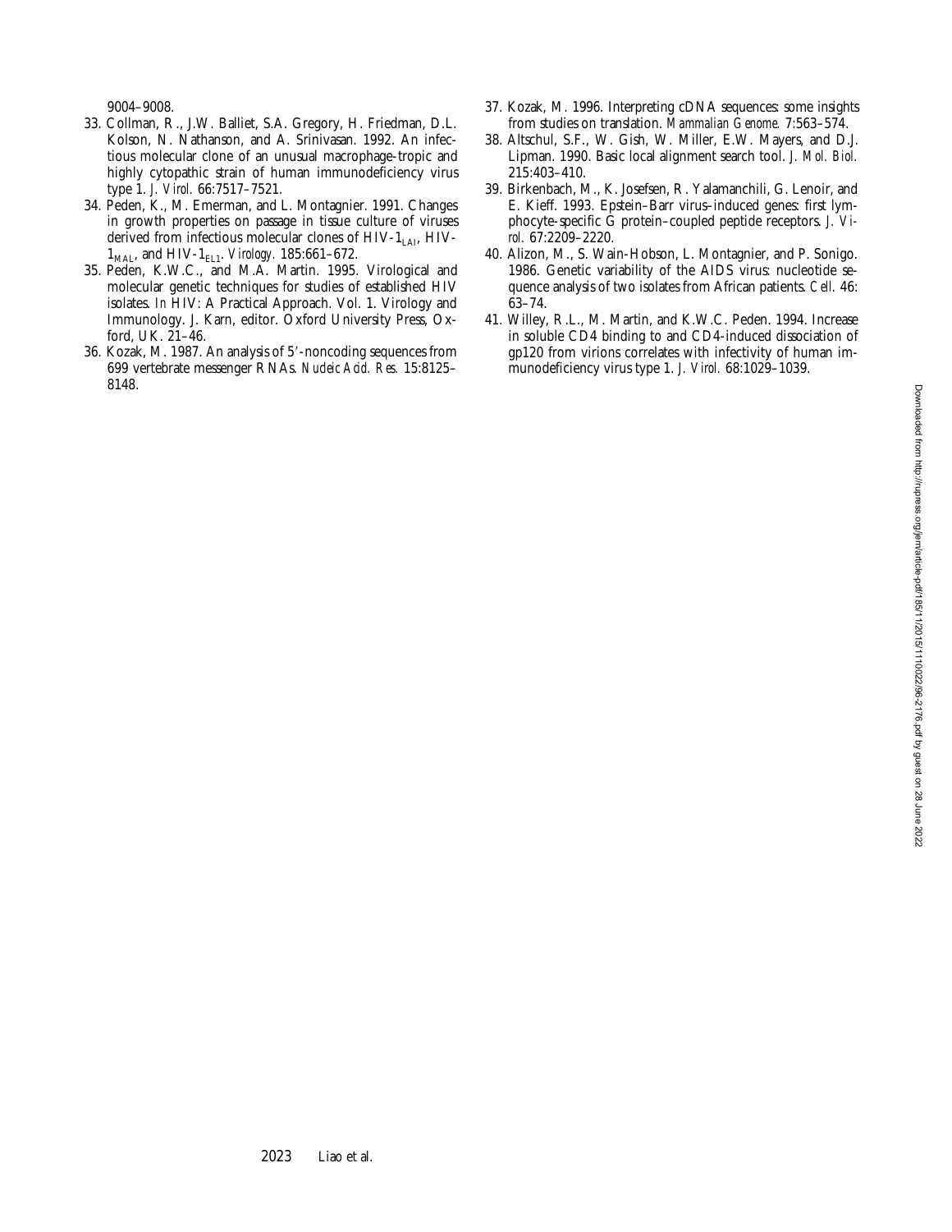9004–9008.

33. Collman, R., J.W. Balliet, S.A. Gregory, H. Friedman, D.L. Kolson, N. Nathanson, and A. Srinivasan. 1992. An infectious molecular clone of an unusual macrophage-tropic and highly cytopathic strain of human immunodeficiency virus type 1. *J. Virol.* 66:7517–7521.
34. Peden, K., M. Emerman, and L. Montagnier. 1991. Changes in growth properties on passage in tissue culture of viruses derived from infectious molecular clones of HIV-$1_{LAI}$, HIV-$1_{MAL}$, and HIV-$1_{ELI}$. *Virology.* 185:661–672.
35. Peden, K.W.C., and M.A. Martin. 1995. Virological and molecular genetic techniques for studies of established HIV isolates. *In* HIV: A Practical Approach. Vol. 1. Virology and Immunology. J. Karn, editor. Oxford University Press, Oxford, UK. 21–46.
36. Kozak, M. 1987. An analysis of 5′-noncoding sequences from 699 vertebrate messenger RNAs. *Nucleic Acid. Res.* 15:8125–8148.
37. Kozak, M. 1996. Interpreting cDNA sequences: some insights from studies on translation. *Mammalian Genome.* 7:563–574.
38. Altschul, S.F., W. Gish, W. Miller, E.W. Mayers, and D.J. Lipman. 1990. Basic local alignment search tool. *J. Mol. Biol.* 215:403–410.
39. Birkenbach, M., K. Josefsen, R. Yalamanchili, G. Lenoir, and E. Kieff. 1993. Epstein–Barr virus–induced genes: first lymphocyte-specific G protein–coupled peptide receptors. *J. Virol.* 67:2209–2220.
40. Alizon, M., S. Wain-Hobson, L. Montagnier, and P. Sonigo. 1986. Genetic variability of the AIDS virus: nucleotide sequence analysis of two isolates from African patients. *Cell.* 46: 63–74.
41. Willey, R.L., M. Martin, and K.W.C. Peden. 1994. Increase in soluble CD4 binding to and CD4-induced dissociation of gp120 from virions correlates with infectivity of human immunodeficiency virus type 1. *J. Virol.* 68:1029–1039.